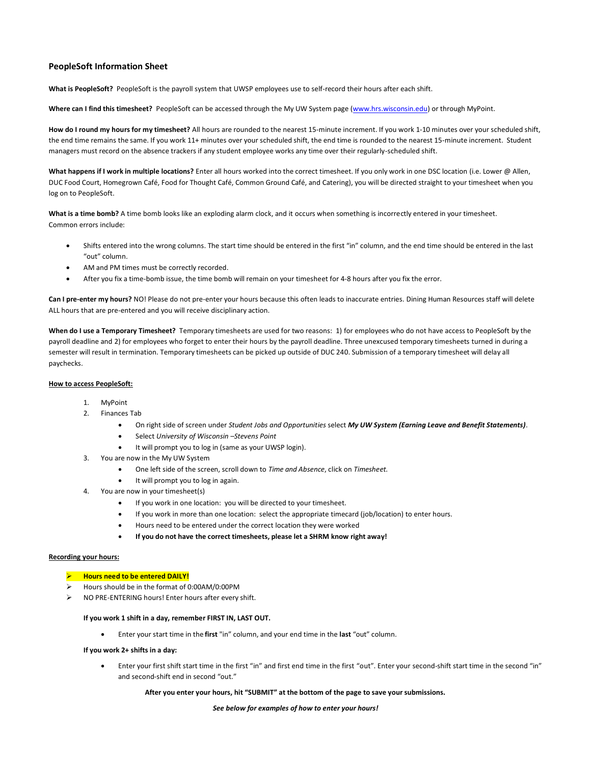## PeopleSoft Information Sheet

**What is PeopleSoft?** PeopleSoft is the payroll system that UWSP employees use to self-record their hours after each shift.

**Where can I find this timesheet?** PeopleSoft can be accessed through the My UW System page (www.hrs.wisconsin.edu) or through MyPoint.

**How do I round my hours for my timesheet?** All hours are rounded to the nearest 15-minute increment. If you work 1-10 minutes over your scheduled shift, the end time remains the same. If you work 11+ minutes over your scheduled shift, the end time is rounded to the nearest 15-minute increment. Student managers must record on the absence trackers if any student employee works any time over their regularly-scheduled shift.

**What happens if I work in multiple locations?** Enter all hours worked into the correct timesheet. If you only work in one DSC location (i.e. Lower @ Allen, DUC Food Court, Homegrown Café, Food for Thought Café, Common Ground Café, and Catering), you will be directed straight to your timesheet when you log on to PeopleSoft.

**What is a time bomb?** A time bomb looks like an exploding alarm clock, and it occurs when something is incorrectly entered in your timesheet. Common errors include:

- Shifts entered into the wrong columns. The start time should be entered in the first "in" column, and the end time should be entered in the last "out" column.
- AM and PM times must be correctly recorded.
- After you fix a time-bomb issue, the time bomb will remain on your timesheet for 4-8 hours after you fix the error.

**Can I pre-enter my hours?** NO! Please do not pre-enter your hours because this often leads to inaccurate entries. Dining Human Resources staff will delete ALL hours that are pre-entered and you will receive disciplinary action.

**When do I use a Temporary Timesheet?** Temporary timesheets are used for two reasons: 1) for employees who do not have access to PeopleSoft by the payroll deadline and 2) for employees who forget to enter their hours by the payroll deadline. Three unexcused temporary timesheets turned in during a semester will result in termination. Temporary timesheets can be picked up outside of DUC 240. Submission of a temporary timesheet will delay all paychecks.

### How to access PeopleSoft:

1. MyPoint
2. Finances Tab
   - On right side of screen under *Student Jobs and Opportunities* select ***My UW System (Earning Leave and Benefit Statements)***.
   - Select *University of Wisconsin –Stevens Point*
   - It will prompt you to log in (same as your UWSP login).
3. You are now in the My UW System
   - One left side of the screen, scroll down to *Time and Absence*, click on *Timesheet.*
   - It will prompt you to log in again.
4. You are now in your timesheet(s)
   - If you work in one location: you will be directed to your timesheet.
   - If you work in more than one location: select the appropriate timecard (job/location) to enter hours.
   - Hours need to be entered under the correct location they were worked
   - **If you do not have the correct timesheets, please let a SHRM know right away!**

### Recording your hours:

- **Hours need to be entered DAILY!**
- Hours should be in the format of 0:00AM/0:00PM
- NO PRE-ENTERING hours! Enter hours after every shift.

**If you work 1 shift in a day, remember FIRST IN, LAST OUT.**

- Enter your start time in the **first** "in" column, and your end time in the **last** "out" column.

**If you work 2+ shifts in a day:**

- Enter your first shift start time in the first "in" and first end time in the first "out". Enter your second-shift start time in the second "in" and second-shift end in second "out."

**After you enter your hours, hit "SUBMIT" at the bottom of the page to save your submissions.**

***See below for examples of how to enter your hours!***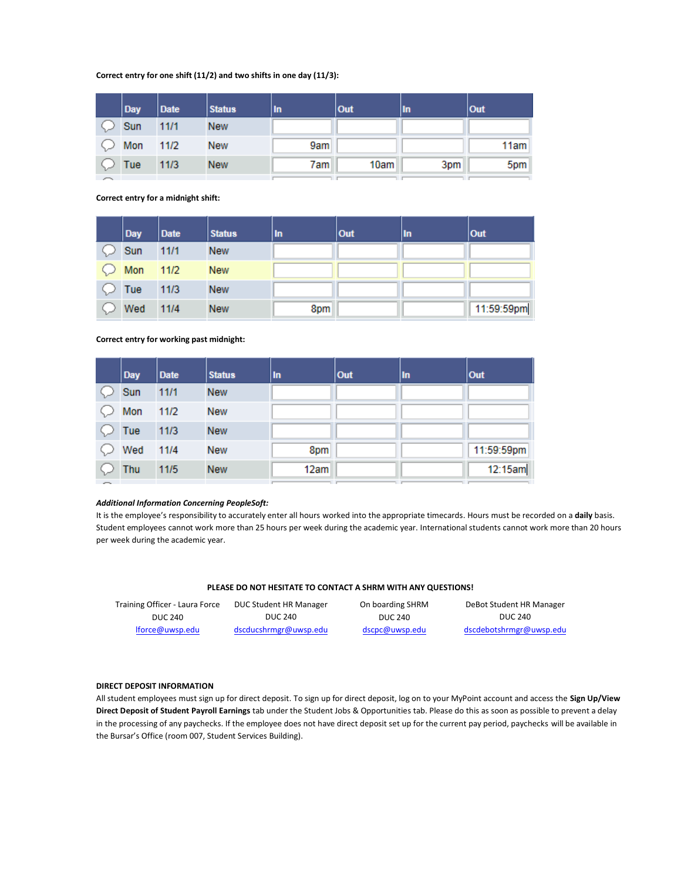**Correct entry for one shift (11/2) and two shifts in one day (11/3):**

| Day | Date | Status | In | Out | In | Out |
|---|---|---|---|---|---|---|
| Sun | 11/1 | New | | | | |
| Mon | 11/2 | New | 9am | | | 11am |
| Tue | 11/3 | New | 7am | 10am | 3pm | 5pm |

**Correct entry for a midnight shift:**

| Day | Date | Status | In | Out | In | Out |
|---|---|---|---|---|---|---|
| Sun | 11/1 | New | | | | |
| Mon | 11/2 | New | | | | |
| Tue | 11/3 | New | | | | |
| Wed | 11/4 | New | 8pm | | | 11:59:59pm |

**Correct entry for working past midnight:**

| Day | Date | Status | In | Out | In | Out |
|---|---|---|---|---|---|---|
| Sun | 11/1 | New | | | | |
| Mon | 11/2 | New | | | | |
| Tue | 11/3 | New | | | | |
| Wed | 11/4 | New | 8pm | | | 11:59:59pm |
| Thu | 11/5 | New | 12am | | | 12:15am |

***Additional Information Concerning PeopleSoft:***

It is the employee's responsibility to accurately enter all hours worked into the appropriate timecards. Hours must be recorded on a **daily** basis. Student employees cannot work more than 25 hours per week during the academic year. International students cannot work more than 20 hours per week during the academic year.

**PLEASE DO NOT HESITATE TO CONTACT A SHRM WITH ANY QUESTIONS!**

| Training Officer - Laura Force | DUC Student HR Manager | On boarding SHRM | DeBot Student HR Manager |
|---|---|---|---|
| DUC 240 | DUC 240 | DUC 240 | DUC 240 |
| lforce@uwsp.edu | dscducshrmgr@uwsp.edu | dscpc@uwsp.edu | dscdebotshrmgr@uwsp.edu |

**DIRECT DEPOSIT INFORMATION**

All student employees must sign up for direct deposit. To sign up for direct deposit, log on to your MyPoint account and access the **Sign Up/View Direct Deposit of Student Payroll Earnings** tab under the Student Jobs & Opportunities tab. Please do this as soon as possible to prevent a delay in the processing of any paychecks. If the employee does not have direct deposit set up for the current pay period, paychecks will be available in the Bursar's Office (room 007, Student Services Building).